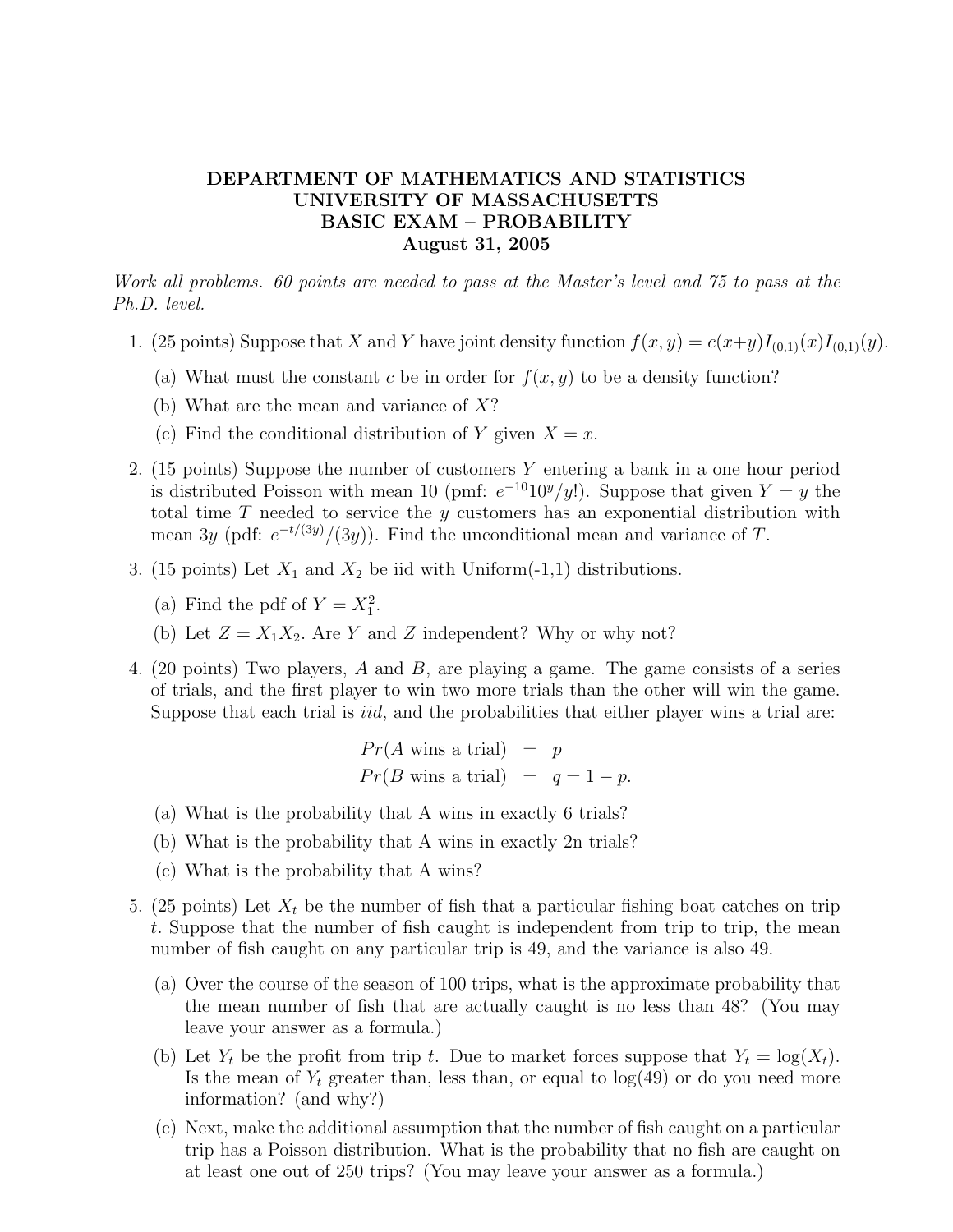**DEPARTMENT OF MATHEMATICS AND STATISTICS**
**UNIVERSITY OF MASSACHUSETTS**
**BASIC EXAM – PROBABILITY**
**August 31, 2005**

*Work all problems. 60 points are needed to pass at the Master's level and 75 to pass at the Ph.D. level.*

1. (25 points) Suppose that $X$ and $Y$ have joint density function $f(x, y) = c(x+y)I_{(0,1)}(x)I_{(0,1)}(y)$.

   (a) What must the constant $c$ be in order for $f(x, y)$ to be a density function?

   (b) What are the mean and variance of $X$?

   (c) Find the conditional distribution of $Y$ given $X = x$.

2. (15 points) Suppose the number of customers $Y$ entering a bank in a one hour period is distributed Poisson with mean 10 (pmf: $e^{-10}10^y/y!$). Suppose that given $Y = y$ the total time $T$ needed to service the $y$ customers has an exponential distribution with mean $3y$ (pdf: $e^{-t/(3y)}/(3y)$). Find the unconditional mean and variance of $T$.

3. (15 points) Let $X_1$ and $X_2$ be iid with Uniform(-1,1) distributions.

   (a) Find the pdf of $Y = X_1^2$.

   (b) Let $Z = X_1 X_2$. Are $Y$ and $Z$ independent? Why or why not?

4. (20 points) Two players, $A$ and $B$, are playing a game. The game consists of a series of trials, and the first player to win two more trials than the other will win the game. Suppose that each trial is *iid*, and the probabilities that either player wins a trial are:

$$
\begin{aligned}
Pr(A \text{ wins a trial}) &= p \\
Pr(B \text{ wins a trial}) &= q = 1 - p.
\end{aligned}
$$

   (a) What is the probability that A wins in exactly 6 trials?

   (b) What is the probability that A wins in exactly 2n trials?

   (c) What is the probability that A wins?

5. (25 points) Let $X_t$ be the number of fish that a particular fishing boat catches on trip $t$. Suppose that the number of fish caught is independent from trip to trip, the mean number of fish caught on any particular trip is 49, and the variance is also 49.

   (a) Over the course of the season of 100 trips, what is the approximate probability that the mean number of fish that are actually caught is no less than 48? (You may leave your answer as a formula.)

   (b) Let $Y_t$ be the profit from trip $t$. Due to market forces suppose that $Y_t = \log(X_t)$. Is the mean of $Y_t$ greater than, less than, or equal to $\log(49)$ or do you need more information? (and why?)

   (c) Next, make the additional assumption that the number of fish caught on a particular trip has a Poisson distribution. What is the probability that no fish are caught on at least one out of 250 trips? (You may leave your answer as a formula.)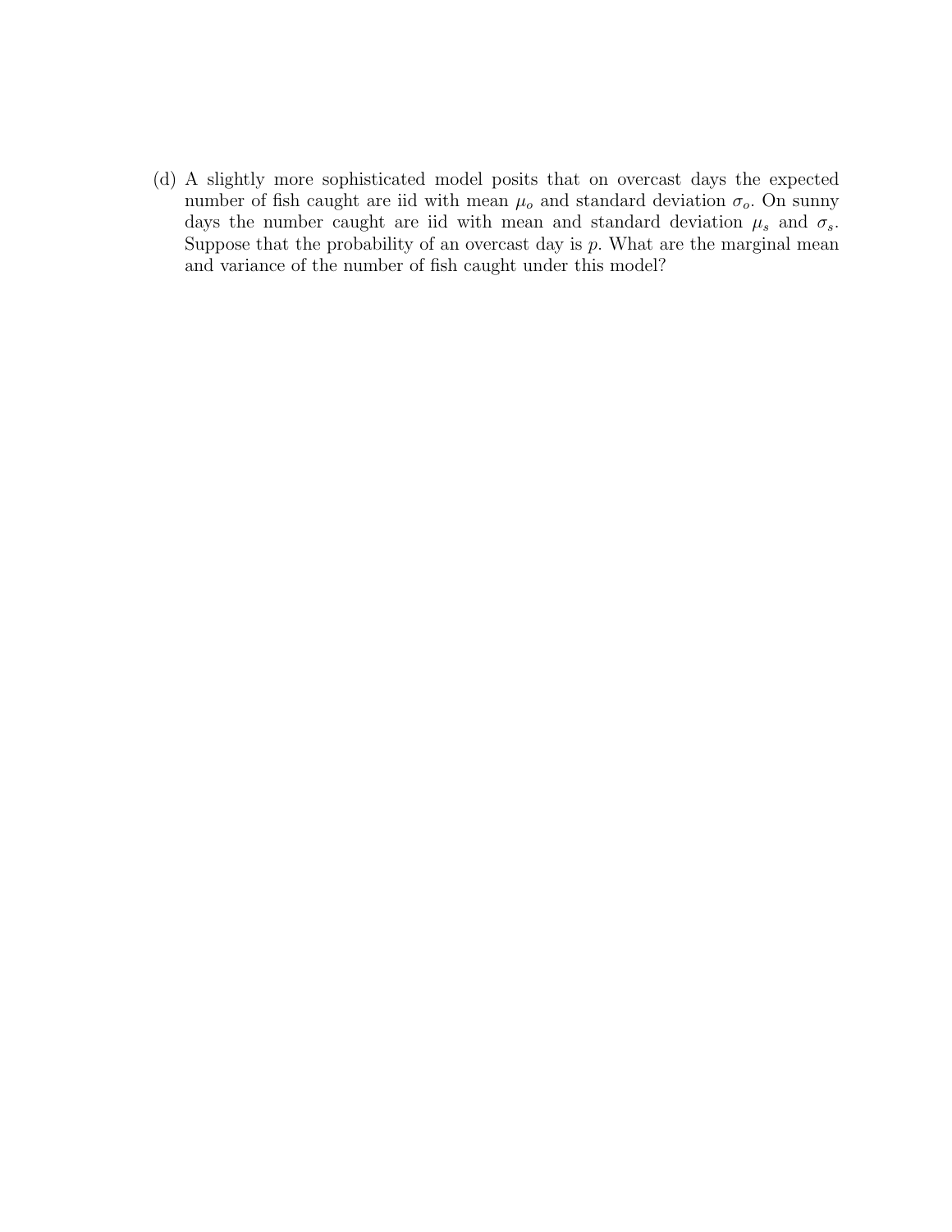(d) A slightly more sophisticated model posits that on overcast days the expected number of fish caught are iid with mean $\mu_o$ and standard deviation $\sigma_o$. On sunny days the number caught are iid with mean and standard deviation $\mu_s$ and $\sigma_s$. Suppose that the probability of an overcast day is $p$. What are the marginal mean and variance of the number of fish caught under this model?